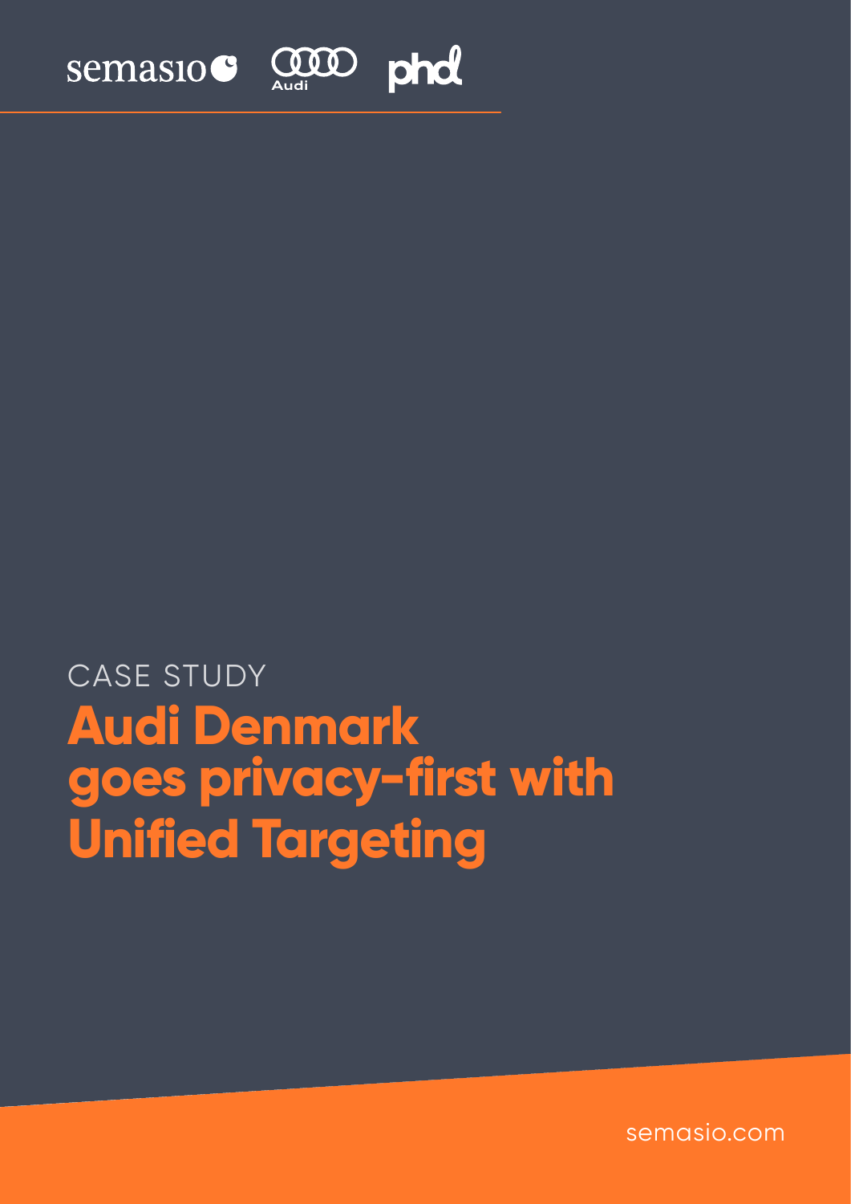semasio Audi phd

CASE STUDY

# Audi Denmark goes privacy-first with Unified Targeting

semasio.com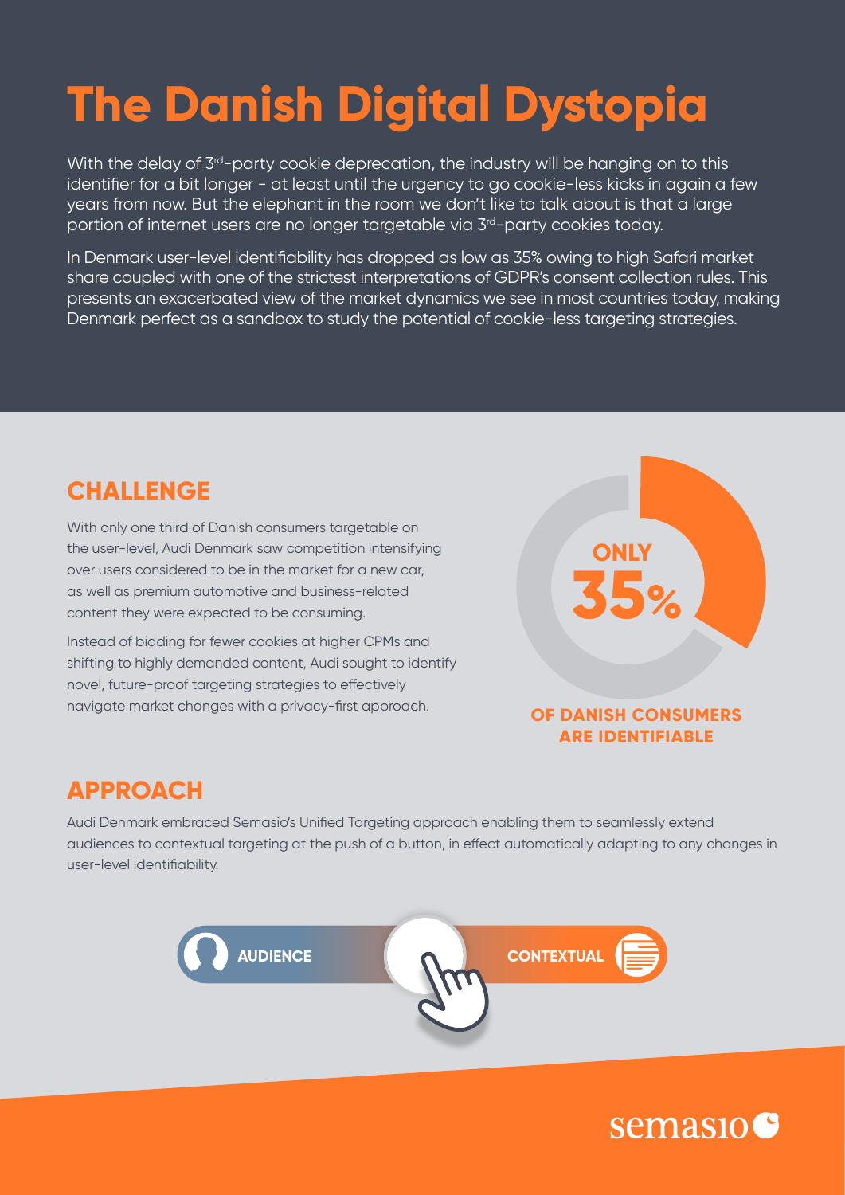# The Danish Digital Dystopia

With the delay of 3rd-party cookie deprecation, the industry will be hanging on to this identifier for a bit longer - at least until the urgency to go cookie-less kicks in again a few years from now. But the elephant in the room we don't like to talk about is that a large portion of internet users are no longer targetable via 3rd-party cookies today.

In Denmark user-level identifiability has dropped as low as 35% owing to high Safari market share coupled with one of the strictest interpretations of GDPR's consent collection rules. This presents an exacerbated view of the market dynamics we see in most countries today, making Denmark perfect as a sandbox to study the potential of cookie-less targeting strategies.

## CHALLENGE

With only one third of Danish consumers targetable on the user-level, Audi Denmark saw competition intensifying over users considered to be in the market for a new car, as well as premium automotive and business-related content they were expected to be consuming.

Instead of bidding for fewer cookies at higher CPMs and shifting to highly demanded content, Audi sought to identify novel, future-proof targeting strategies to effectively navigate market changes with a privacy-first approach.

**ONLY 35%**

**OF DANISH CONSUMERS ARE IDENTIFIABLE**

## APPROACH

Audi Denmark embraced Semasio's Unified Targeting approach enabling them to seamlessly extend audiences to contextual targeting at the push of a button, in effect automatically adapting to any changes in user-level identifiability.

AUDIENCE — CONTEXTUAL

semasio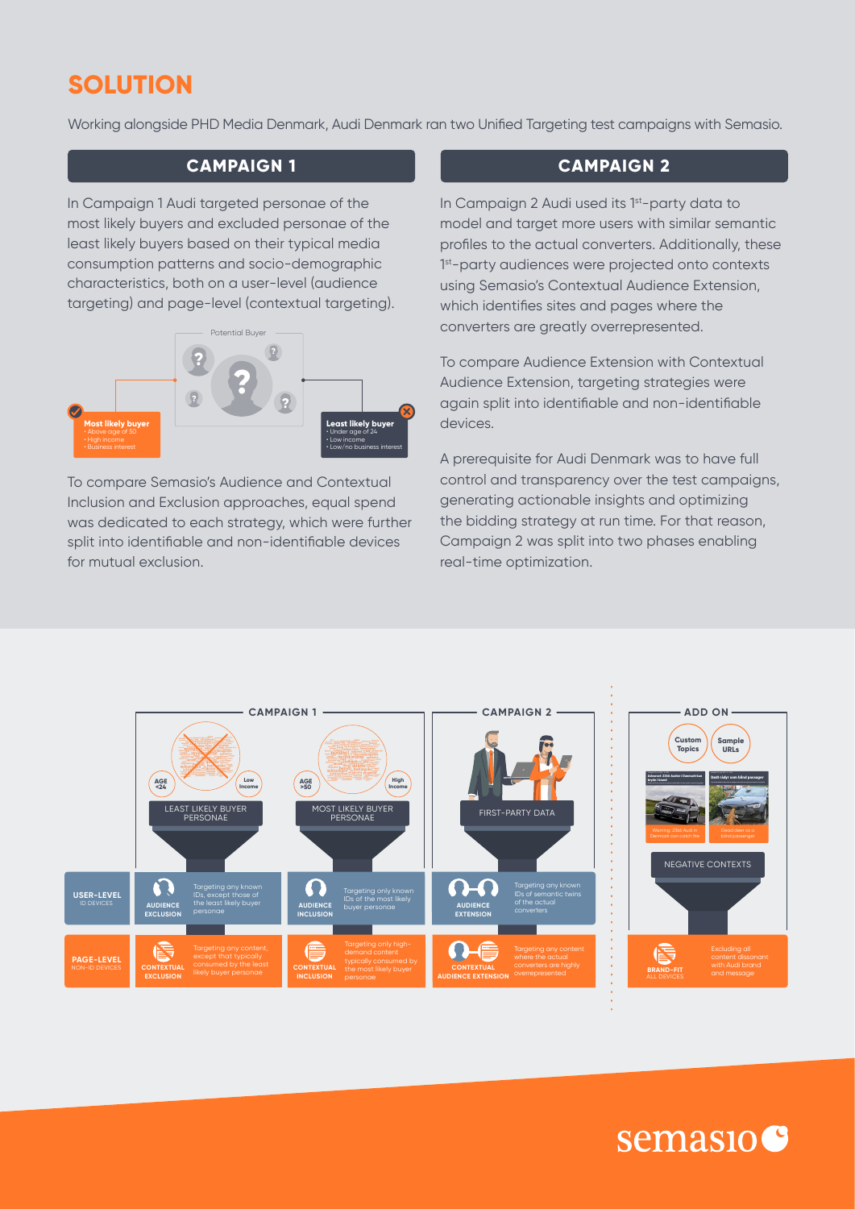# SOLUTION

Working alongside PHD Media Denmark, Audi Denmark ran two Unified Targeting test campaigns with Semasio.

## CAMPAIGN 1

In Campaign 1 Audi targeted personae of the most likely buyers and excluded personae of the least likely buyers based on their typical media consumption patterns and socio-demographic characteristics, both on a user-level (audience targeting) and page-level (contextual targeting).

Potential Buyer

**Most likely buyer**
- Above age of 50
- High income
- Business interest

**Least likely buyer**
- Under age of 24
- Low income
- Low/no business interest

To compare Semasio's Audience and Contextual Inclusion and Exclusion approaches, equal spend was dedicated to each strategy, which were further split into identifiable and non-identifiable devices for mutual exclusion.

## CAMPAIGN 2

In Campaign 2 Audi used its 1st-party data to model and target more users with similar semantic profiles to the actual converters. Additionally, these 1st-party audiences were projected onto contexts using Semasio's Contextual Audience Extension, which identifies sites and pages where the converters are greatly overrepresented.

To compare Audience Extension with Contextual Audience Extension, targeting strategies were again split into identifiable and non-identifiable devices.

A prerequisite for Audi Denmark was to have full control and transparency over the test campaigns, generating actionable insights and optimizing the bidding strategy at run time. For that reason, Campaign 2 was split into two phases enabling real-time optimization.

| | CAMPAIGN 1 | | CAMPAIGN 2 | ADD ON |
|---|---|---|---|---|
| | AGE <24, Low Income — LEAST LIKELY BUYER PERSONAE | AGE >50, High Income — MOST LIKELY BUYER PERSONAE | FIRST-PARTY DATA | Custom Topics, Sample URLs — NEGATIVE CONTEXTS |
| **USER-LEVEL** ID DEVICES | **AUDIENCE EXCLUSION** Targeting any known IDs, except those of the least likely buyer personae | **AUDIENCE INCLUSION** Targeting only known IDs of the most likely buyer personae | **AUDIENCE EXTENSION** Targeting any known IDs of semantic twins of the actual converters | |
| **PAGE-LEVEL** NON-ID DEVICES | **CONTEXTUAL EXCLUSION** Targeting any content, except that typically consumed by the least likely buyer personae | **CONTEXTUAL INCLUSION** Targeting only high-demand content typically consumed by the most likely buyer personae | **CONTEXTUAL AUDIENCE EXTENSION** Targeting any content where the actual converters are highly overrepresented | **BRAND-FIT** ALL DEVICES Excluding all content dissonant with Audi brand and message |

semasio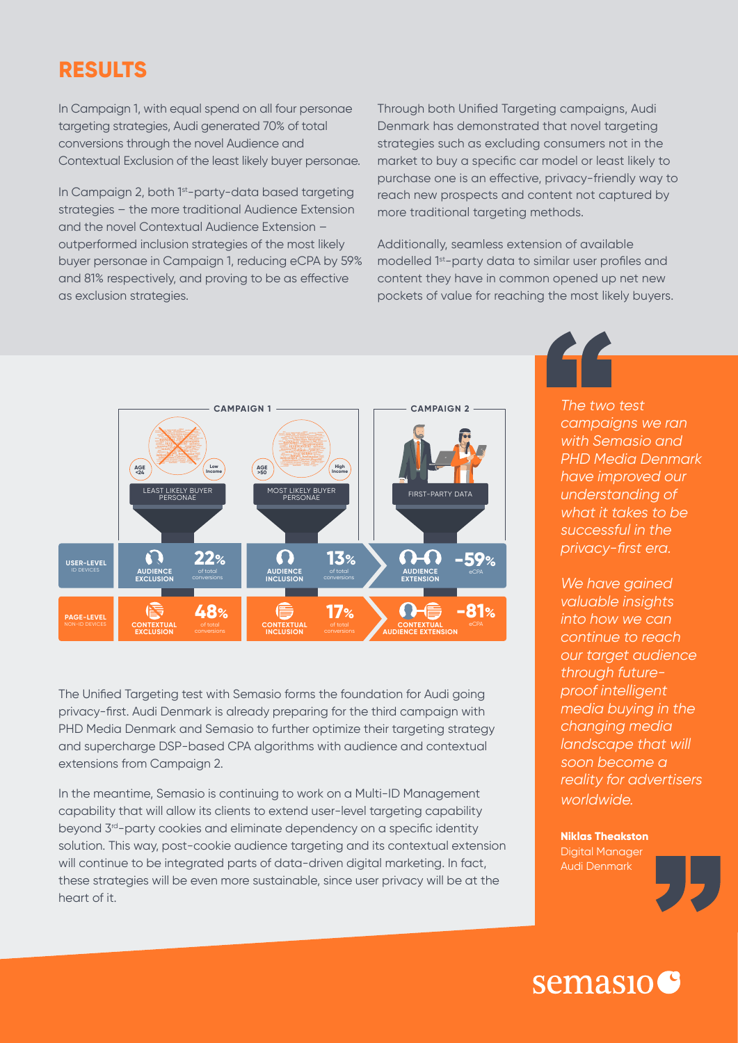## RESULTS

In Campaign 1, with equal spend on all four personae targeting strategies, Audi generated 70% of total conversions through the novel Audience and Contextual Exclusion of the least likely buyer personae.

In Campaign 2, both 1st-party-data based targeting strategies – the more traditional Audience Extension and the novel Contextual Audience Extension – outperformed inclusion strategies of the most likely buyer personae in Campaign 1, reducing eCPA by 59% and 81% respectively, and proving to be as effective as exclusion strategies.

Through both Unified Targeting campaigns, Audi Denmark has demonstrated that novel targeting strategies such as excluding consumers not in the market to buy a specific car model or least likely to purchase one is an effective, privacy-friendly way to reach new prospects and content not captured by more traditional targeting methods.

Additionally, seamless extension of available modelled 1st-party data to similar user profiles and content they have in common opened up net new pockets of value for reaching the most likely buyers.

| | CAMPAIGN 1 | | | | CAMPAIGN 2 | |
|---|---|---|---|---|---|---|
| | LEAST LIKELY BUYER PERSONAE (AGE <24, Low Income) | | MOST LIKELY BUYER PERSONAE (AGE >50, High Income) | | FIRST-PARTY DATA | |
| USER-LEVEL ID DEVICES | AUDIENCE EXCLUSION | 22% of total conversions | AUDIENCE INCLUSION | 13% of total conversions | AUDIENCE EXTENSION | -59% eCPA |
| PAGE-LEVEL NON-ID DEVICES | CONTEXTUAL EXCLUSION | 48% of total conversions | CONTEXTUAL INCLUSION | 17% of total conversions | CONTEXTUAL AUDIENCE EXTENSION | -81% eCPA |

*The two test campaigns we ran with Semasio and PHD Media Denmark have improved our understanding of what it takes to be successful in the privacy-first era.*

*We have gained valuable insights into how we can continue to reach our target audience through future-proof intelligent media buying in the changing media landscape that will soon become a reality for advertisers worldwide.*

**Niklas Theakston**
Digital Manager
Audi Denmark

The Unified Targeting test with Semasio forms the foundation for Audi going privacy-first. Audi Denmark is already preparing for the third campaign with PHD Media Denmark and Semasio to further optimize their targeting strategy and supercharge DSP-based CPA algorithms with audience and contextual extensions from Campaign 2.

In the meantime, Semasio is continuing to work on a Multi-ID Management capability that will allow its clients to extend user-level targeting capability beyond 3rd-party cookies and eliminate dependency on a specific identity solution. This way, post-cookie audience targeting and its contextual extension will continue to be integrated parts of data-driven digital marketing. In fact, these strategies will be even more sustainable, since user privacy will be at the heart of it.

semasio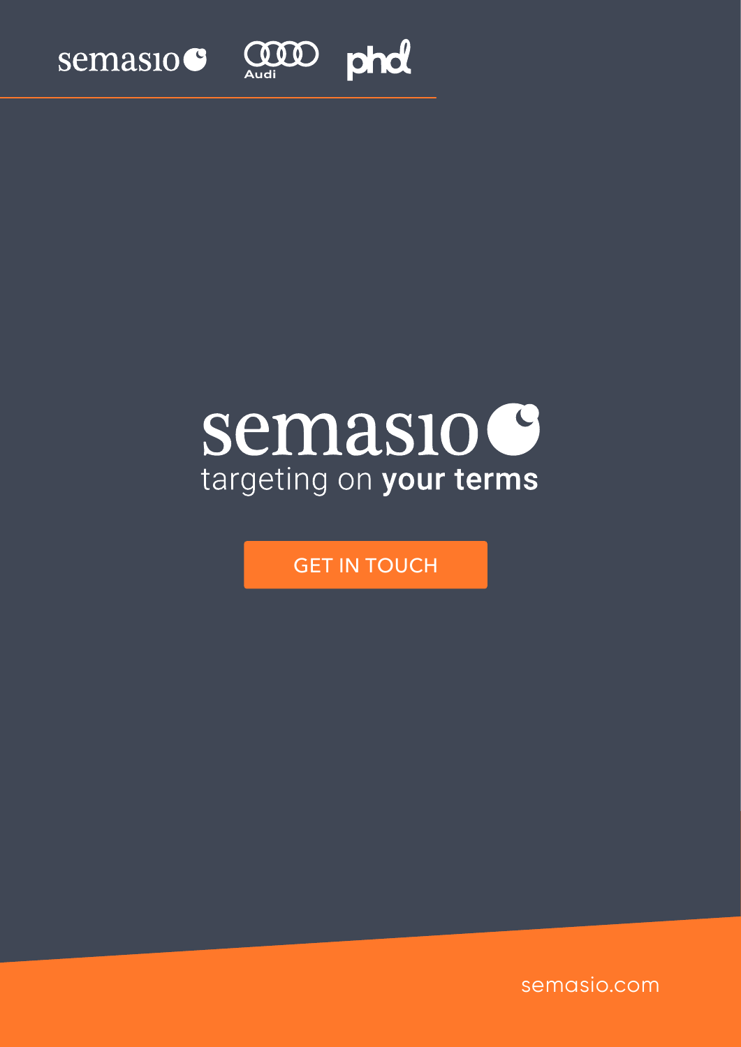semasio Audi phd

semasio

targeting on **your terms**

GET IN TOUCH

semasio.com